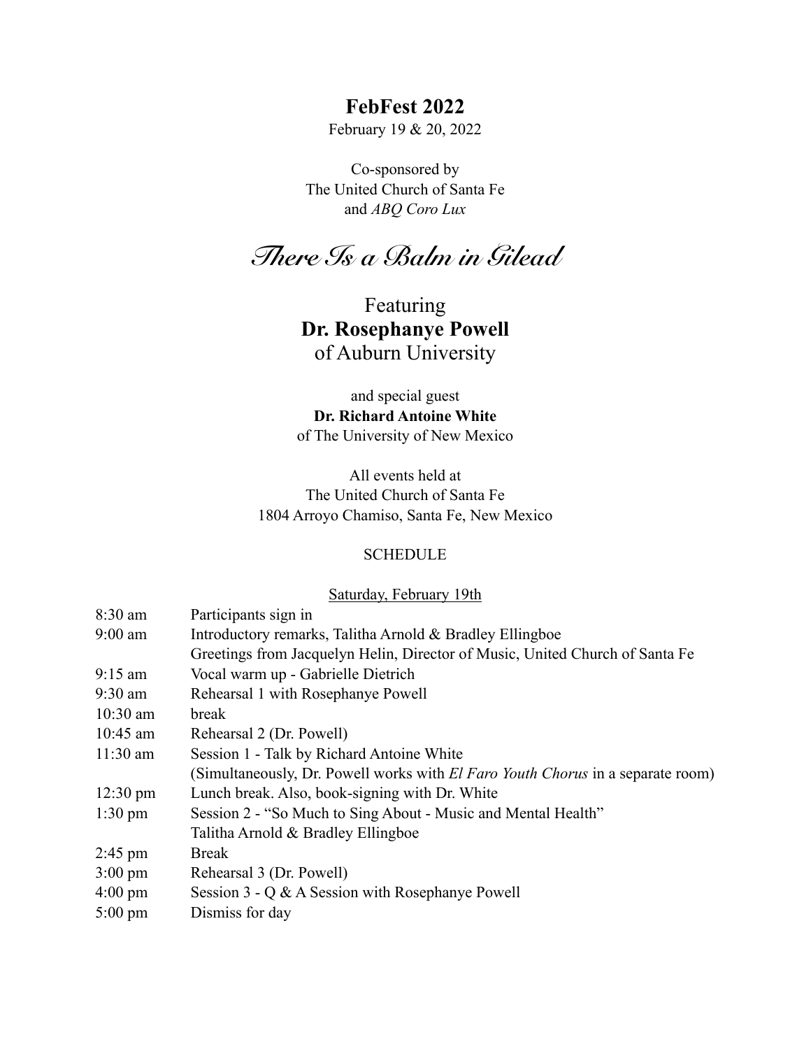# FebFest 2022

February 19 & 20, 2022

Co-sponsored by
The United Church of Santa Fe
and *ABQ Coro Lux*

## *There Is a Balm in Gilead*

Featuring
**Dr. Rosephanye Powell**
of Auburn University

and special guest
**Dr. Richard Antoine White**
of The University of New Mexico

All events held at
The United Church of Santa Fe
1804 Arroyo Chamiso, Santa Fe, New Mexico

SCHEDULE

Saturday, February 19th

| | |
|---|---|
| 8:30 am | Participants sign in |
| 9:00 am | Introductory remarks, Talitha Arnold & Bradley Ellingboe<br>Greetings from Jacquelyn Helin, Director of Music, United Church of Santa Fe |
| 9:15 am | Vocal warm up - Gabrielle Dietrich |
| 9:30 am | Rehearsal 1 with Rosephanye Powell |
| 10:30 am | break |
| 10:45 am | Rehearsal 2 (Dr. Powell) |
| 11:30 am | Session 1 - Talk by Richard Antoine White<br>(Simultaneously, Dr. Powell works with *El Faro Youth Chorus* in a separate room) |
| 12:30 pm | Lunch break. Also, book-signing with Dr. White |
| 1:30 pm | Session 2 - "So Much to Sing About - Music and Mental Health"<br>Talitha Arnold & Bradley Ellingboe |
| 2:45 pm | Break |
| 3:00 pm | Rehearsal 3 (Dr. Powell) |
| 4:00 pm | Session 3 - Q & A Session with Rosephanye Powell |
| 5:00 pm | Dismiss for day |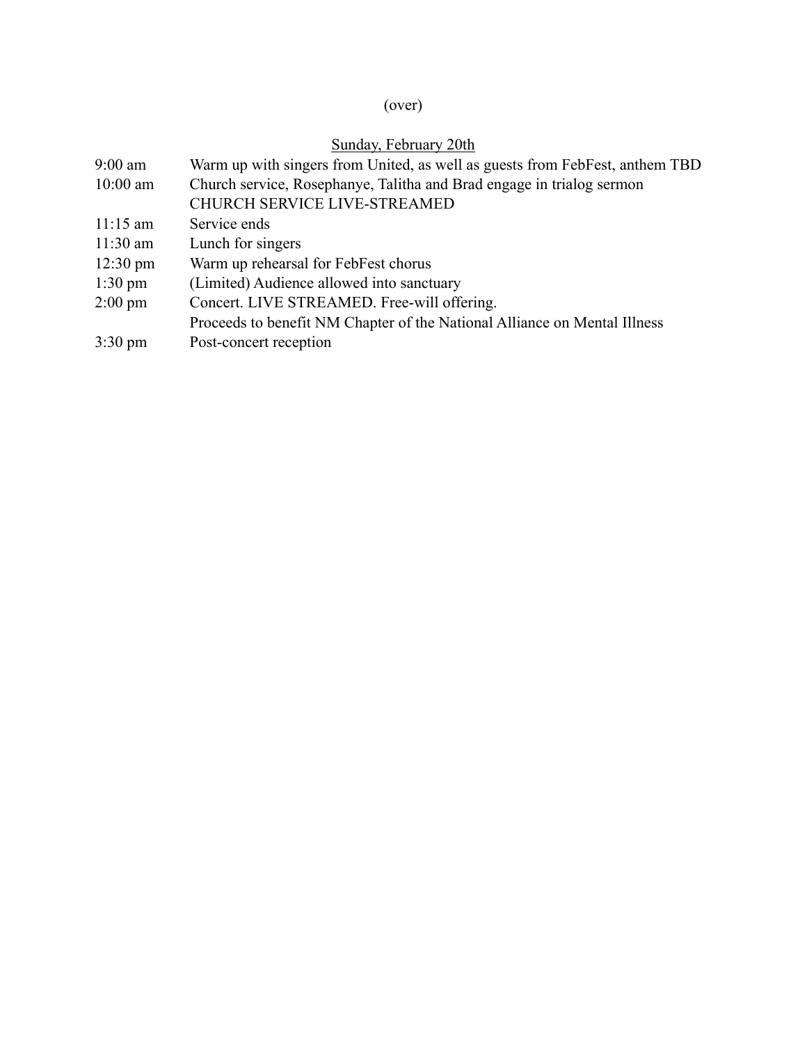(over)

<u>Sunday, February 20th</u>

| | |
|---|---|
| 9:00 am | Warm up with singers from United, as well as guests from FebFest, anthem TBD |
| 10:00 am | Church service, Rosephanye, Talitha and Brad engage in trialog sermon<br>CHURCH SERVICE LIVE-STREAMED |
| 11:15 am | Service ends |
| 11:30 am | Lunch for singers |
| 12:30 pm | Warm up rehearsal for FebFest chorus |
| 1:30 pm | (Limited) Audience allowed into sanctuary |
| 2:00 pm | Concert. LIVE STREAMED. Free-will offering.<br>Proceeds to benefit NM Chapter of the National Alliance on Mental Illness |
| 3:30 pm | Post-concert reception |